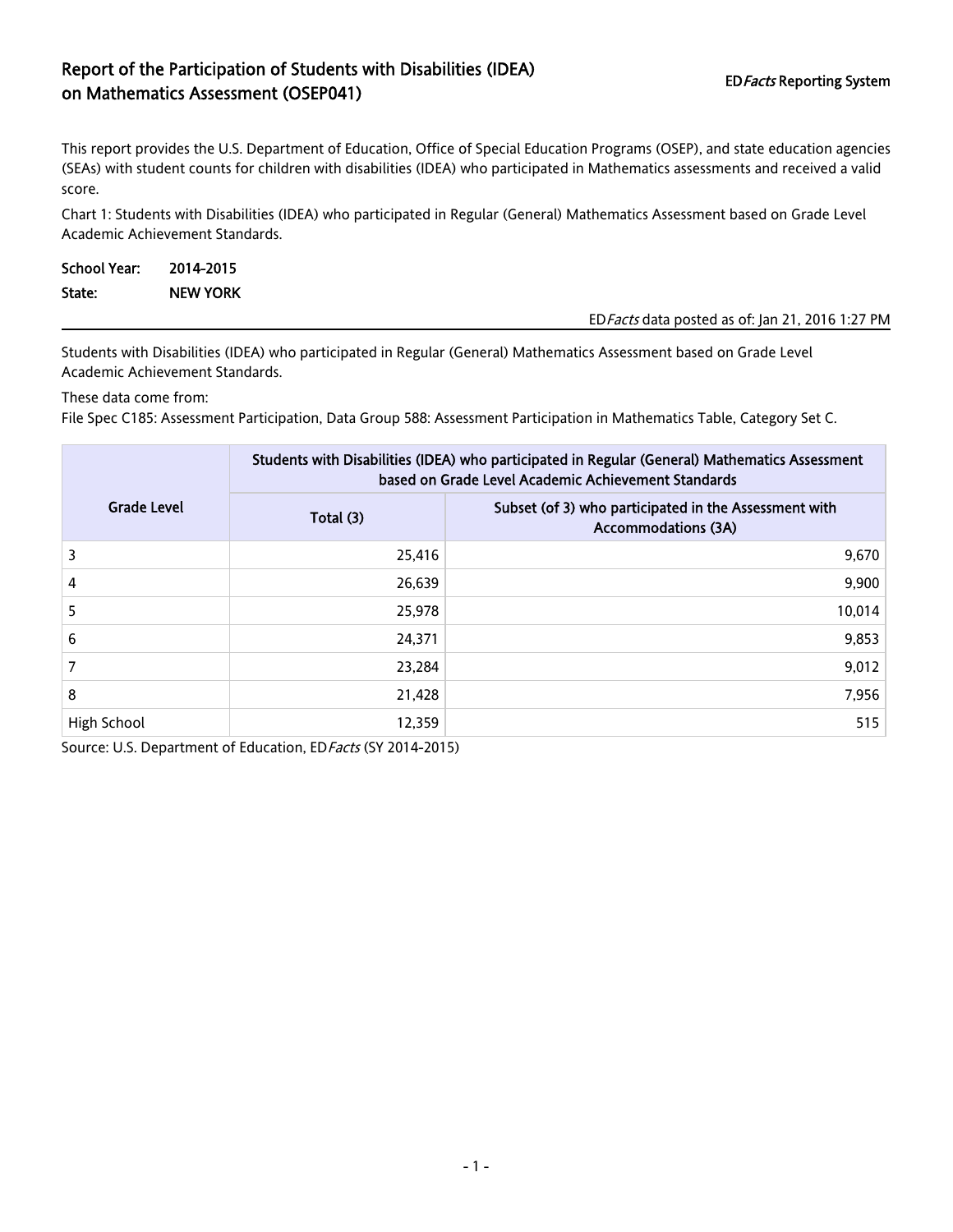# Report of the Participation of Students with Disabilities (IDEA) on Mathematics Assessment (OSEP041)

ED*Facts* Reporting System

This report provides the U.S. Department of Education, Office of Special Education Programs (OSEP), and state education agencies (SEAs) with student counts for children with disabilities (IDEA) who participated in Mathematics assessments and received a valid score.

Chart 1: Students with Disabilities (IDEA) who participated in Regular (General) Mathematics Assessment based on Grade Level Academic Achievement Standards.

**School Year:** 2014-2015

**State:** NEW YORK

ED*Facts* data posted as of: Jan 21, 2016 1:27 PM

Students with Disabilities (IDEA) who participated in Regular (General) Mathematics Assessment based on Grade Level Academic Achievement Standards.

These data come from:

File Spec C185: Assessment Participation, Data Group 588: Assessment Participation in Mathematics Table, Category Set C.

| Grade Level | Students with Disabilities (IDEA) who participated in Regular (General) Mathematics Assessment based on Grade Level Academic Achievement Standards | |
|---|---|---|
| | Total (3) | Subset (of 3) who participated in the Assessment with Accommodations (3A) |
| 3 | 25,416 | 9,670 |
| 4 | 26,639 | 9,900 |
| 5 | 25,978 | 10,014 |
| 6 | 24,371 | 9,853 |
| 7 | 23,284 | 9,012 |
| 8 | 21,428 | 7,956 |
| High School | 12,359 | 515 |

Source: U.S. Department of Education, ED*Facts* (SY 2014-2015)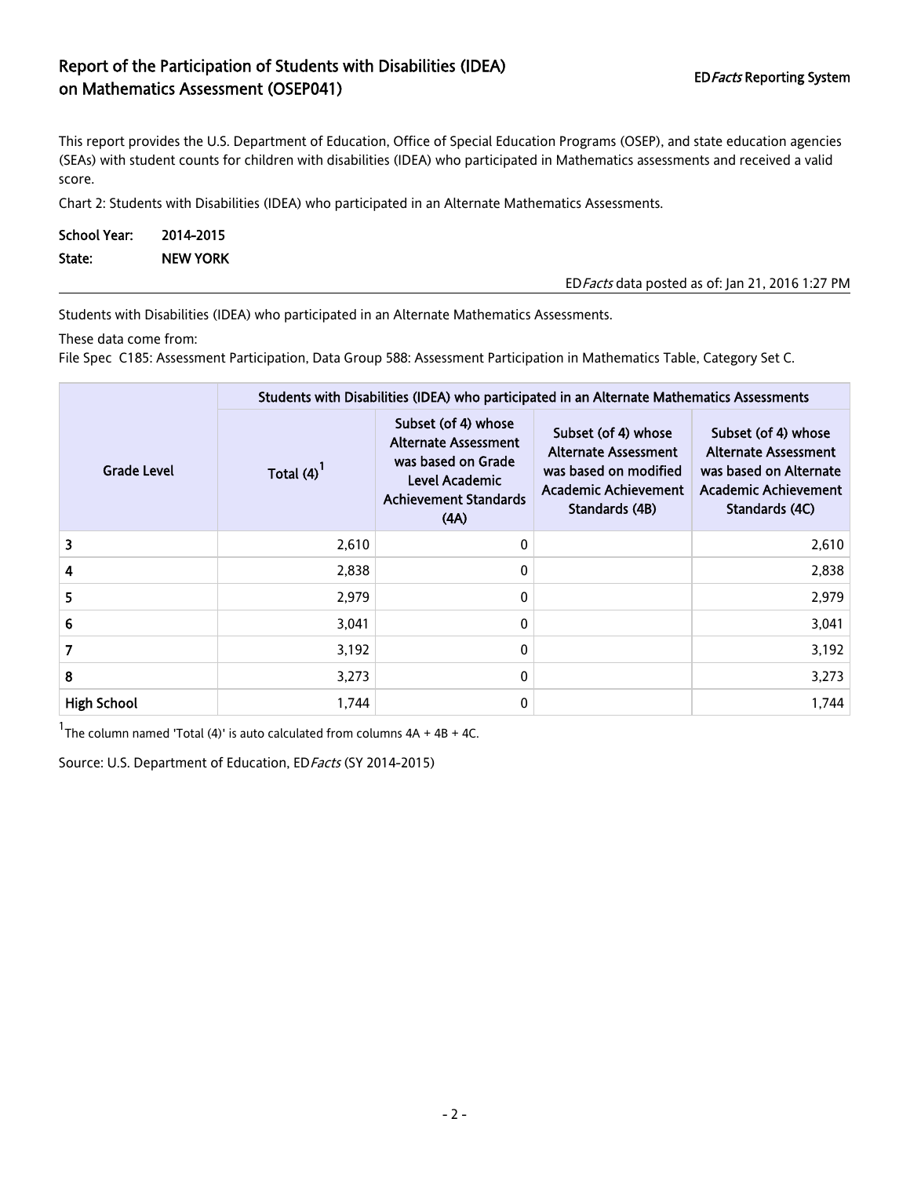# Report of the Participation of Students with Disabilities (IDEA) on Mathematics Assessment (OSEP041)

ED*Facts* Reporting System

This report provides the U.S. Department of Education, Office of Special Education Programs (OSEP), and state education agencies (SEAs) with student counts for children with disabilities (IDEA) who participated in Mathematics assessments and received a valid score.

Chart 2: Students with Disabilities (IDEA) who participated in an Alternate Mathematics Assessments.

**School Year:** 2014-2015

**State:** NEW YORK

ED*Facts* data posted as of: Jan 21, 2016 1:27 PM

Students with Disabilities (IDEA) who participated in an Alternate Mathematics Assessments.

These data come from:

File Spec C185: Assessment Participation, Data Group 588: Assessment Participation in Mathematics Table, Category Set C.

| Grade Level | Students with Disabilities (IDEA) who participated in an Alternate Mathematics Assessments | | | |
|---|---|---|---|---|
| | Total (4)[1] | Subset (of 4) whose Alternate Assessment was based on Grade Level Academic Achievement Standards (4A) | Subset (of 4) whose Alternate Assessment was based on modified Academic Achievement Standards (4B) | Subset (of 4) whose Alternate Assessment was based on Alternate Academic Achievement Standards (4C) |
| 3 | 2,610 | 0 | | 2,610 |
| 4 | 2,838 | 0 | | 2,838 |
| 5 | 2,979 | 0 | | 2,979 |
| 6 | 3,041 | 0 | | 3,041 |
| 7 | 3,192 | 0 | | 3,192 |
| 8 | 3,273 | 0 | | 3,273 |
| High School | 1,744 | 0 | | 1,744 |

[1]The column named 'Total (4)' is auto calculated from columns 4A + 4B + 4C.

Source: U.S. Department of Education, ED*Facts* (SY 2014-2015)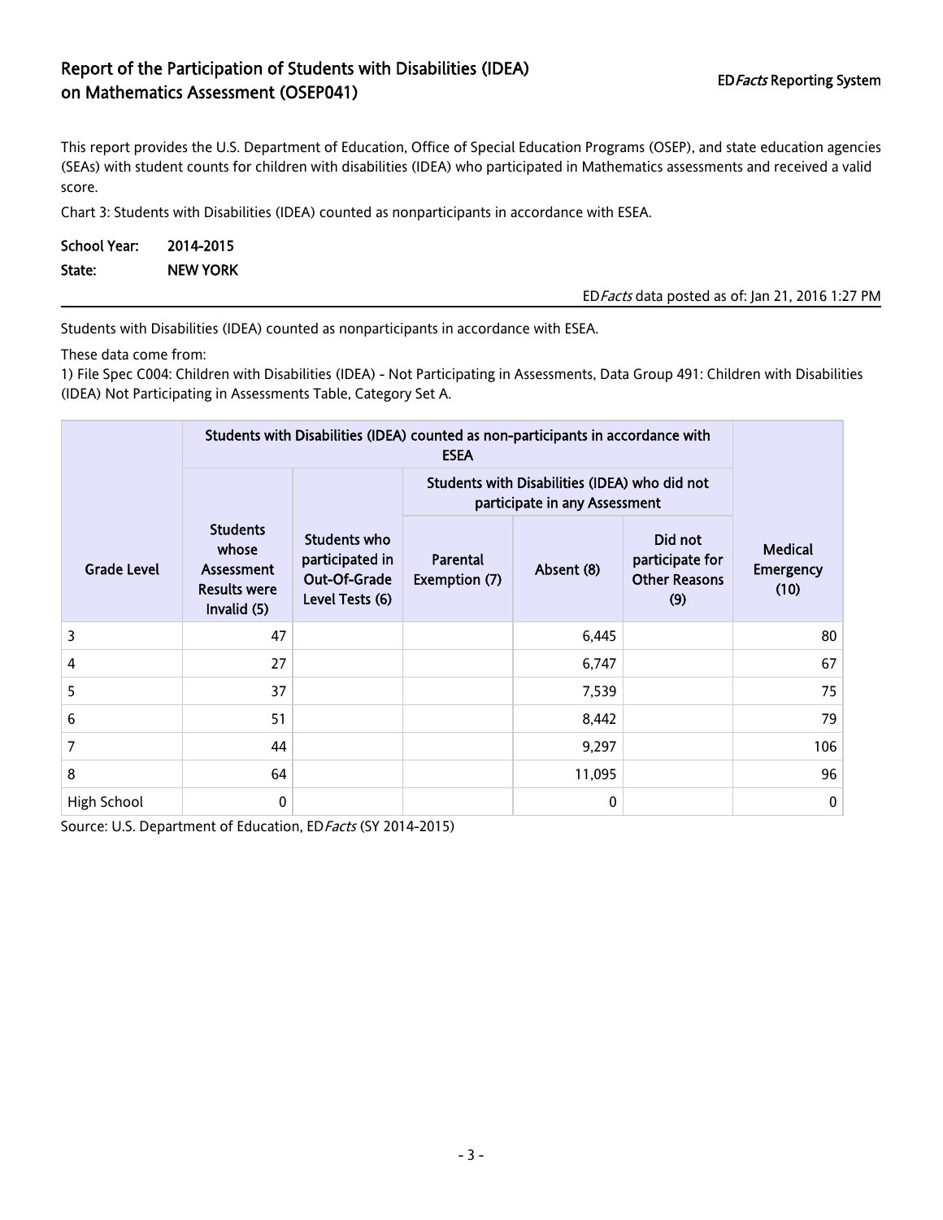# Report of the Participation of Students with Disabilities (IDEA) on Mathematics Assessment (OSEP041)

ED*Facts* Reporting System

This report provides the U.S. Department of Education, Office of Special Education Programs (OSEP), and state education agencies (SEAs) with student counts for children with disabilities (IDEA) who participated in Mathematics assessments and received a valid score.

Chart 3: Students with Disabilities (IDEA) counted as nonparticipants in accordance with ESEA.

**School Year:** 2014-2015

**State:** NEW YORK

ED*Facts* data posted as of: Jan 21, 2016 1:27 PM

Students with Disabilities (IDEA) counted as nonparticipants in accordance with ESEA.

These data come from:

1) File Spec C004: Children with Disabilities (IDEA) - Not Participating in Assessments, Data Group 491: Children with Disabilities (IDEA) Not Participating in Assessments Table, Category Set A.

| Grade Level | Students with Disabilities (IDEA) counted as non-participants in accordance with ESEA | | | | | Medical Emergency (10) |
|---|---|---|---|---|---|---|
| | | | Students with Disabilities (IDEA) who did not participate in any Assessment | | | |
| | Students whose Assessment Results were Invalid (5) | Students who participated in Out-Of-Grade Level Tests (6) | Parental Exemption (7) | Absent (8) | Did not participate for Other Reasons (9) | |
| 3 | 47 | | | 6,445 | | 80 |
| 4 | 27 | | | 6,747 | | 67 |
| 5 | 37 | | | 7,539 | | 75 |
| 6 | 51 | | | 8,442 | | 79 |
| 7 | 44 | | | 9,297 | | 106 |
| 8 | 64 | | | 11,095 | | 96 |
| High School | 0 | | | 0 | | 0 |

Source: U.S. Department of Education, ED*Facts* (SY 2014-2015)